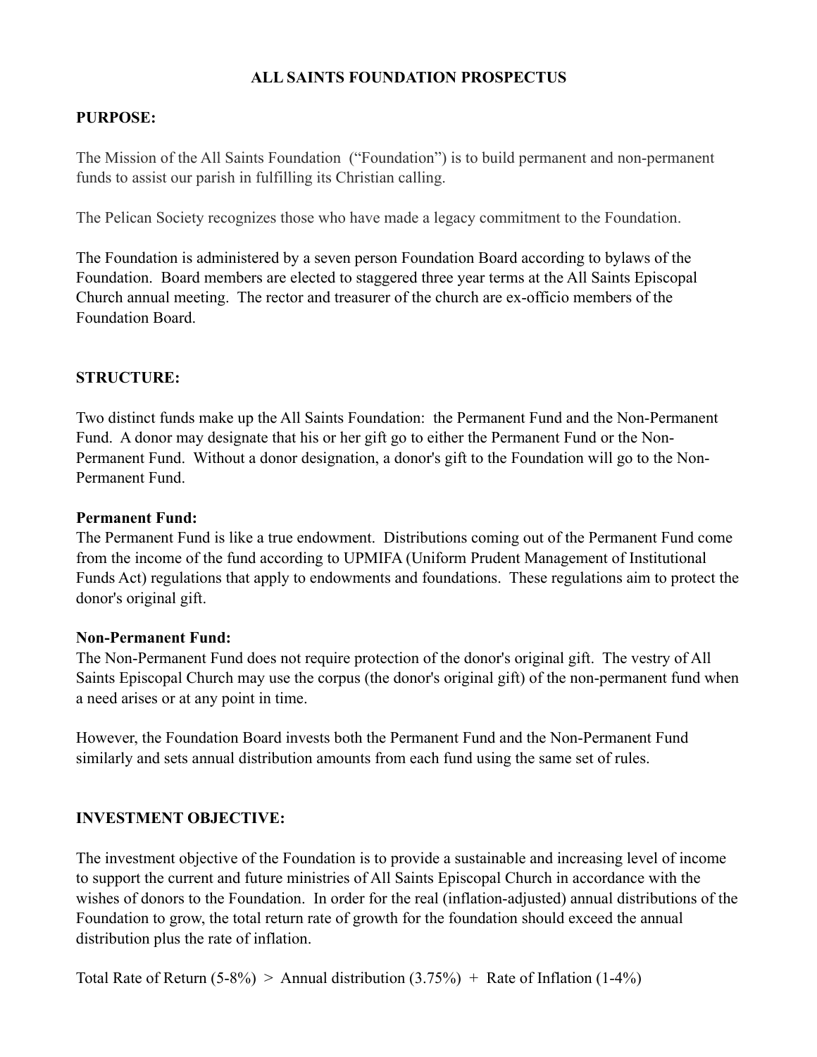# ALL SAINTS FOUNDATION PROSPECTUS

## PURPOSE:

The Mission of the All Saints Foundation ("Foundation") is to build permanent and non-permanent funds to assist our parish in fulfilling its Christian calling.

The Pelican Society recognizes those who have made a legacy commitment to the Foundation.

The Foundation is administered by a seven person Foundation Board according to bylaws of the Foundation. Board members are elected to staggered three year terms at the All Saints Episcopal Church annual meeting. The rector and treasurer of the church are ex-officio members of the Foundation Board.

## STRUCTURE:

Two distinct funds make up the All Saints Foundation: the Permanent Fund and the Non-Permanent Fund. A donor may designate that his or her gift go to either the Permanent Fund or the Non-Permanent Fund. Without a donor designation, a donor's gift to the Foundation will go to the Non-Permanent Fund.

### Permanent Fund:

The Permanent Fund is like a true endowment. Distributions coming out of the Permanent Fund come from the income of the fund according to UPMIFA (Uniform Prudent Management of Institutional Funds Act) regulations that apply to endowments and foundations. These regulations aim to protect the donor's original gift.

### Non-Permanent Fund:

The Non-Permanent Fund does not require protection of the donor's original gift. The vestry of All Saints Episcopal Church may use the corpus (the donor's original gift) of the non-permanent fund when a need arises or at any point in time.

However, the Foundation Board invests both the Permanent Fund and the Non-Permanent Fund similarly and sets annual distribution amounts from each fund using the same set of rules.

## INVESTMENT OBJECTIVE:

The investment objective of the Foundation is to provide a sustainable and increasing level of income to support the current and future ministries of All Saints Episcopal Church in accordance with the wishes of donors to the Foundation. In order for the real (inflation-adjusted) annual distributions of the Foundation to grow, the total return rate of growth for the foundation should exceed the annual distribution plus the rate of inflation.

Total Rate of Return (5-8%) > Annual distribution (3.75%) + Rate of Inflation (1-4%)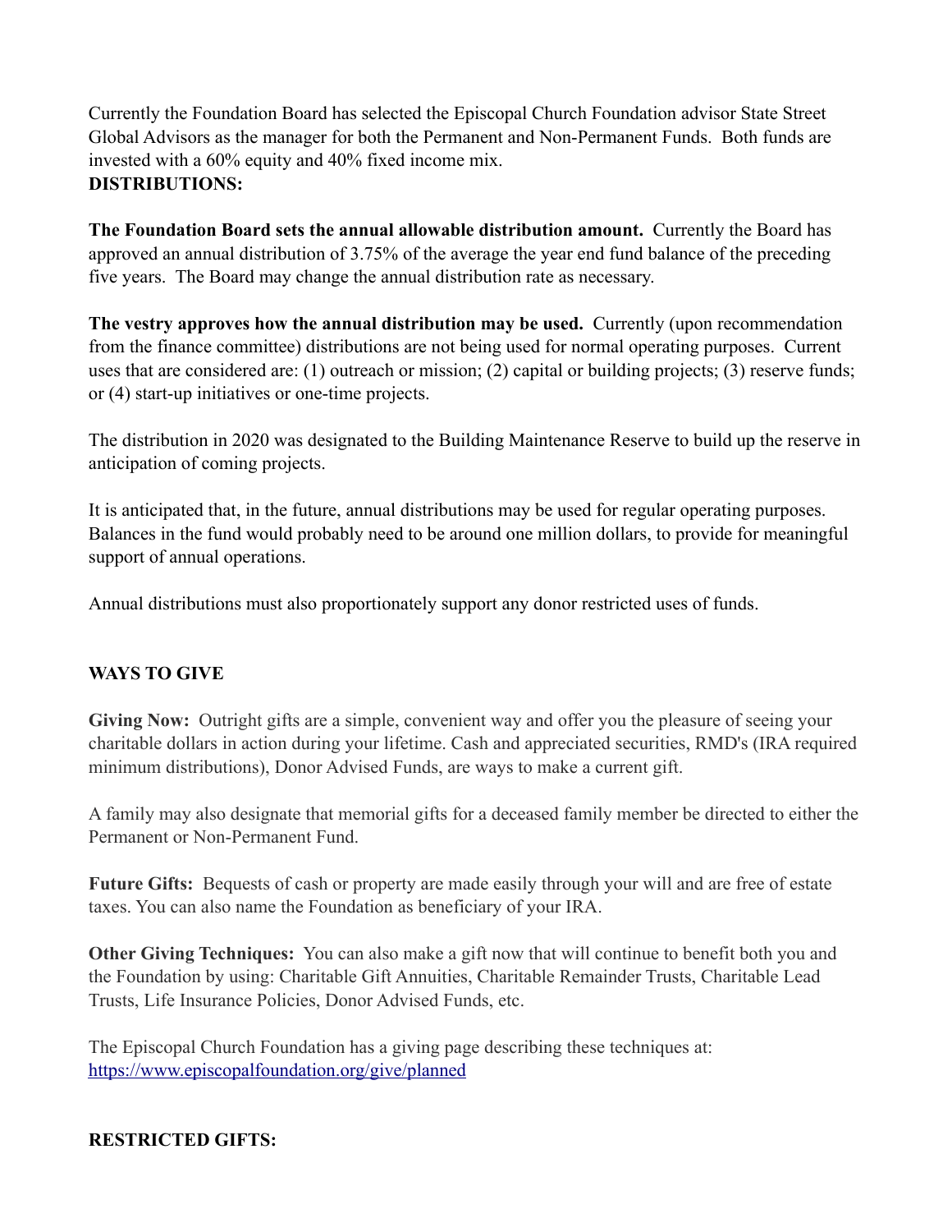Currently the Foundation Board has selected the Episcopal Church Foundation advisor State Street Global Advisors as the manager for both the Permanent and Non-Permanent Funds. Both funds are invested with a 60% equity and 40% fixed income mix.

**DISTRIBUTIONS:**

**The Foundation Board sets the annual allowable distribution amount.** Currently the Board has approved an annual distribution of 3.75% of the average the year end fund balance of the preceding five years. The Board may change the annual distribution rate as necessary.

**The vestry approves how the annual distribution may be used.** Currently (upon recommendation from the finance committee) distributions are not being used for normal operating purposes. Current uses that are considered are: (1) outreach or mission; (2) capital or building projects; (3) reserve funds; or (4) start-up initiatives or one-time projects.

The distribution in 2020 was designated to the Building Maintenance Reserve to build up the reserve in anticipation of coming projects.

It is anticipated that, in the future, annual distributions may be used for regular operating purposes. Balances in the fund would probably need to be around one million dollars, to provide for meaningful support of annual operations.

Annual distributions must also proportionately support any donor restricted uses of funds.

**WAYS TO GIVE**

**Giving Now:** Outright gifts are a simple, convenient way and offer you the pleasure of seeing your charitable dollars in action during your lifetime. Cash and appreciated securities, RMD's (IRA required minimum distributions), Donor Advised Funds, are ways to make a current gift.

A family may also designate that memorial gifts for a deceased family member be directed to either the Permanent or Non-Permanent Fund.

**Future Gifts:** Bequests of cash or property are made easily through your will and are free of estate taxes. You can also name the Foundation as beneficiary of your IRA.

**Other Giving Techniques:** You can also make a gift now that will continue to benefit both you and the Foundation by using: Charitable Gift Annuities, Charitable Remainder Trusts, Charitable Lead Trusts, Life Insurance Policies, Donor Advised Funds, etc.

The Episcopal Church Foundation has a giving page describing these techniques at: https://www.episcopalfoundation.org/give/planned

**RESTRICTED GIFTS:**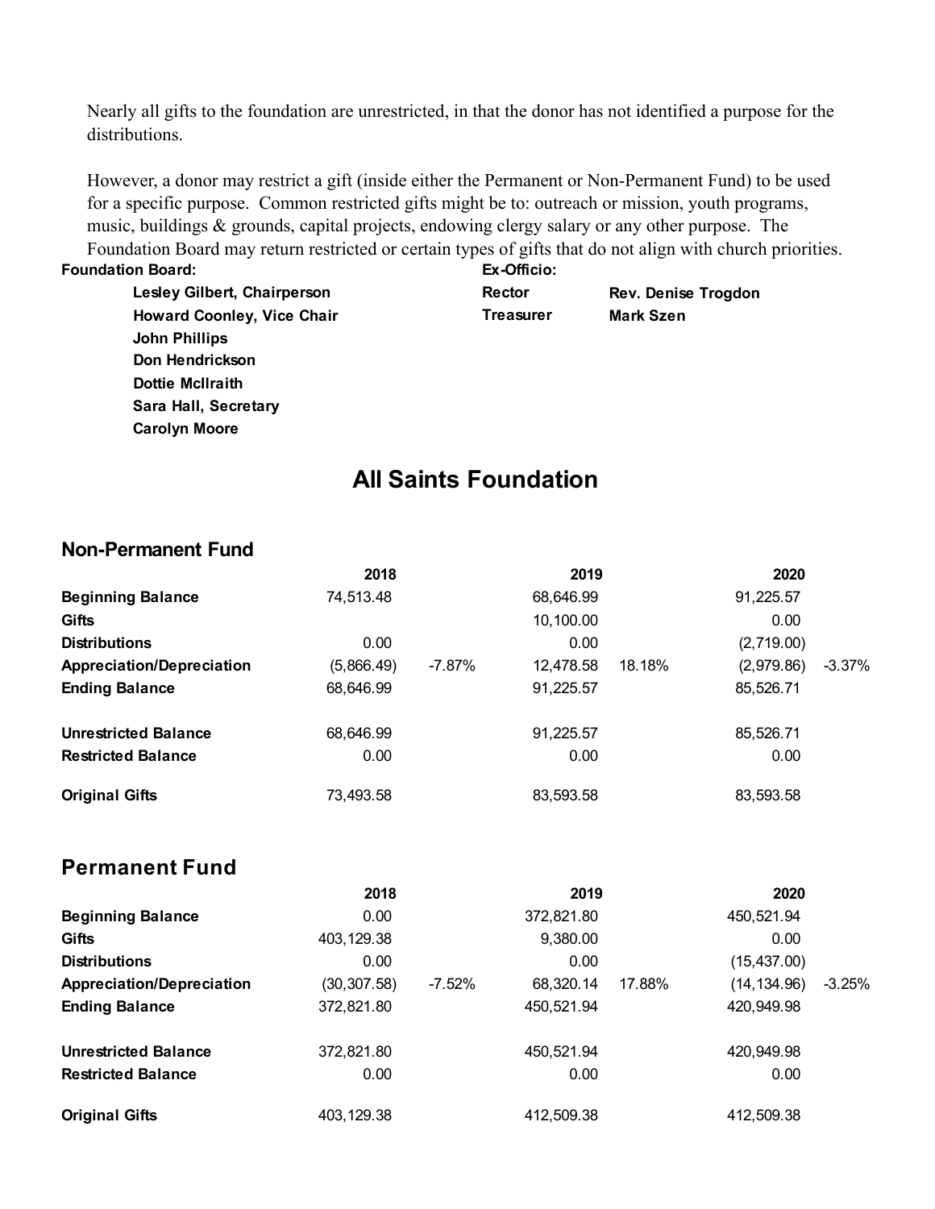Nearly all gifts to the foundation are unrestricted, in that the donor has not identified a purpose for the distributions.

However, a donor may restrict a gift (inside either the Permanent or Non-Permanent Fund) to be used for a specific purpose. Common restricted gifts might be to: outreach or mission, youth programs, music, buildings & grounds, capital projects, endowing clergy salary or any other purpose. The Foundation Board may return restricted or certain types of gifts that do not align with church priorities.

**Foundation Board:**

**Lesley Gilbert, Chairperson**
**Howard Coonley, Vice Chair**
**John Phillips**
**Don Hendrickson**
**Dottie McIlraith**
**Sara Hall, Secretary**
**Carolyn Moore**

**Ex-Officio:**

| | |
|---|---|
| **Rector** | **Rev. Denise Trogdon** |
| **Treasurer** | **Mark Szen** |

# All Saints Foundation

## Non-Permanent Fund

| | 2018 | | 2019 | | 2020 | |
|---|---|---|---|---|---|---|
| **Beginning Balance** | 74,513.48 | | 68,646.99 | | 91,225.57 | |
| **Gifts** | | | 10,100.00 | | 0.00 | |
| **Distributions** | 0.00 | | 0.00 | | (2,719.00) | |
| **Appreciation/Depreciation** | (5,866.49) | -7.87% | 12,478.58 | 18.18% | (2,979.86) | -3.37% |
| **Ending Balance** | 68,646.99 | | 91,225.57 | | 85,526.71 | |
| | | | | | | |
| **Unrestricted Balance** | 68,646.99 | | 91,225.57 | | 85,526.71 | |
| **Restricted Balance** | 0.00 | | 0.00 | | 0.00 | |
| | | | | | | |
| **Original Gifts** | 73,493.58 | | 83,593.58 | | 83,593.58 | |

## Permanent Fund

| | 2018 | | 2019 | | 2020 | |
|---|---|---|---|---|---|---|
| **Beginning Balance** | 0.00 | | 372,821.80 | | 450,521.94 | |
| **Gifts** | 403,129.38 | | 9,380.00 | | 0.00 | |
| **Distributions** | 0.00 | | 0.00 | | (15,437.00) | |
| **Appreciation/Depreciation** | (30,307.58) | -7.52% | 68,320.14 | 17.88% | (14,134.96) | -3.25% |
| **Ending Balance** | 372,821.80 | | 450,521.94 | | 420,949.98 | |
| | | | | | | |
| **Unrestricted Balance** | 372,821.80 | | 450,521.94 | | 420,949.98 | |
| **Restricted Balance** | 0.00 | | 0.00 | | 0.00 | |
| | | | | | | |
| **Original Gifts** | 403,129.38 | | 412,509.38 | | 412,509.38 | |